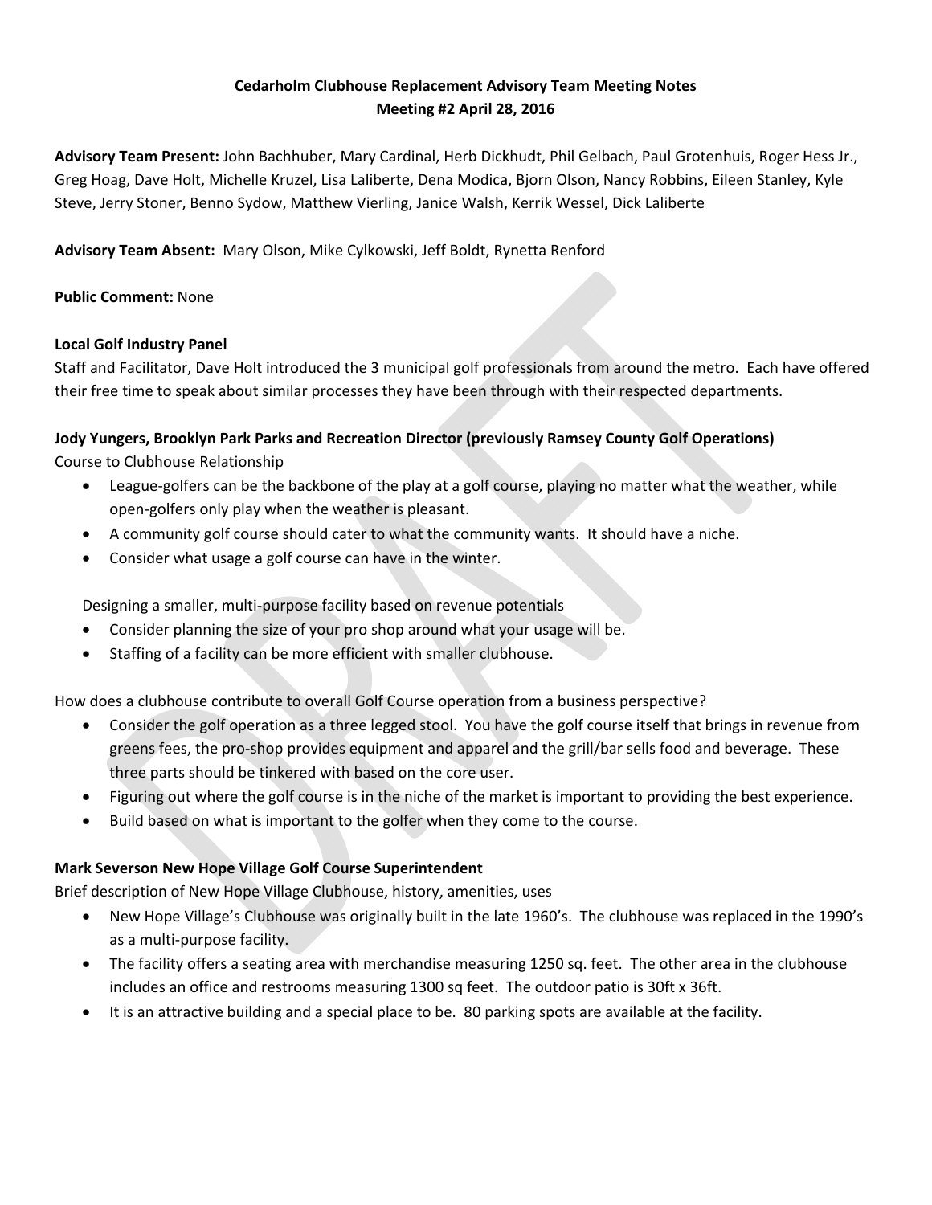# Cedarholm Clubhouse Replacement Advisory Team Meeting Notes
## Meeting #2 April 28, 2016

**Advisory Team Present:** John Bachhuber, Mary Cardinal, Herb Dickhudt, Phil Gelbach, Paul Grotenhuis, Roger Hess Jr., Greg Hoag, Dave Holt, Michelle Kruzel, Lisa Laliberte, Dena Modica, Bjorn Olson, Nancy Robbins, Eileen Stanley, Kyle Steve, Jerry Stoner, Benno Sydow, Matthew Vierling, Janice Walsh, Kerrik Wessel, Dick Laliberte

**Advisory Team Absent:** Mary Olson, Mike Cylkowski, Jeff Boldt, Rynetta Renford

**Public Comment:** None

**Local Golf Industry Panel**

Staff and Facilitator, Dave Holt introduced the 3 municipal golf professionals from around the metro. Each have offered their free time to speak about similar processes they have been through with their respected departments.

**Jody Yungers, Brooklyn Park Parks and Recreation Director (previously Ramsey County Golf Operations)**

Course to Clubhouse Relationship

- League-golfers can be the backbone of the play at a golf course, playing no matter what the weather, while open-golfers only play when the weather is pleasant.
- A community golf course should cater to what the community wants. It should have a niche.
- Consider what usage a golf course can have in the winter.

Designing a smaller, multi-purpose facility based on revenue potentials

- Consider planning the size of your pro shop around what your usage will be.
- Staffing of a facility can be more efficient with smaller clubhouse.

How does a clubhouse contribute to overall Golf Course operation from a business perspective?

- Consider the golf operation as a three legged stool. You have the golf course itself that brings in revenue from greens fees, the pro-shop provides equipment and apparel and the grill/bar sells food and beverage. These three parts should be tinkered with based on the core user.
- Figuring out where the golf course is in the niche of the market is important to providing the best experience.
- Build based on what is important to the golfer when they come to the course.

**Mark Severson New Hope Village Golf Course Superintendent**

Brief description of New Hope Village Clubhouse, history, amenities, uses

- New Hope Village's Clubhouse was originally built in the late 1960's. The clubhouse was replaced in the 1990's as a multi-purpose facility.
- The facility offers a seating area with merchandise measuring 1250 sq. feet. The other area in the clubhouse includes an office and restrooms measuring 1300 sq feet. The outdoor patio is 30ft x 36ft.
- It is an attractive building and a special place to be. 80 parking spots are available at the facility.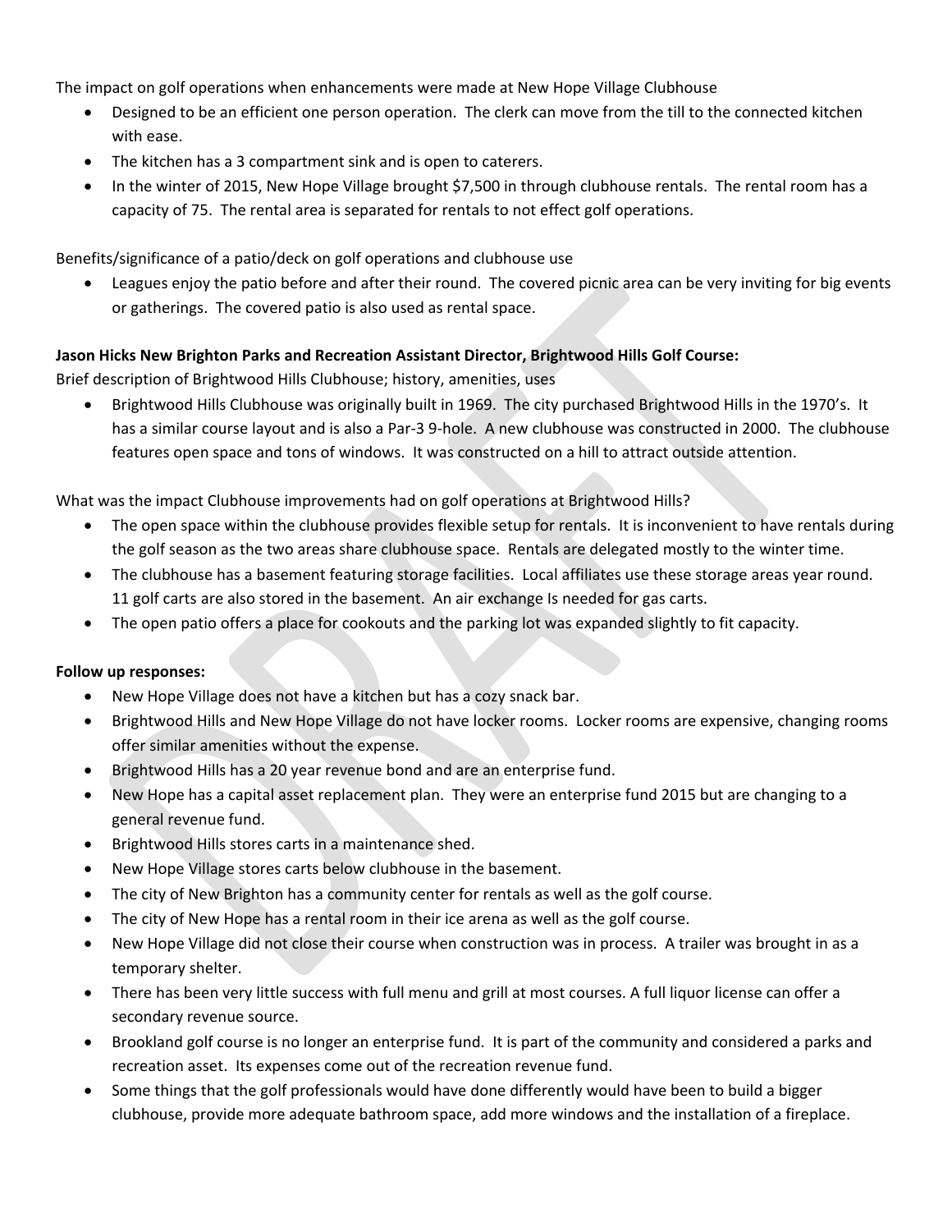The impact on golf operations when enhancements were made at New Hope Village Clubhouse

- Designed to be an efficient one person operation. The clerk can move from the till to the connected kitchen with ease.
- The kitchen has a 3 compartment sink and is open to caterers.
- In the winter of 2015, New Hope Village brought $7,500 in through clubhouse rentals. The rental room has a capacity of 75. The rental area is separated for rentals to not effect golf operations.

Benefits/significance of a patio/deck on golf operations and clubhouse use

- Leagues enjoy the patio before and after their round. The covered picnic area can be very inviting for big events or gatherings. The covered patio is also used as rental space.

**Jason Hicks New Brighton Parks and Recreation Assistant Director, Brightwood Hills Golf Course:**

Brief description of Brightwood Hills Clubhouse; history, amenities, uses

- Brightwood Hills Clubhouse was originally built in 1969. The city purchased Brightwood Hills in the 1970's. It has a similar course layout and is also a Par-3 9-hole. A new clubhouse was constructed in 2000. The clubhouse features open space and tons of windows. It was constructed on a hill to attract outside attention.

What was the impact Clubhouse improvements had on golf operations at Brightwood Hills?

- The open space within the clubhouse provides flexible setup for rentals. It is inconvenient to have rentals during the golf season as the two areas share clubhouse space. Rentals are delegated mostly to the winter time.
- The clubhouse has a basement featuring storage facilities. Local affiliates use these storage areas year round. 11 golf carts are also stored in the basement. An air exchange Is needed for gas carts.
- The open patio offers a place for cookouts and the parking lot was expanded slightly to fit capacity.

**Follow up responses:**

- New Hope Village does not have a kitchen but has a cozy snack bar.
- Brightwood Hills and New Hope Village do not have locker rooms. Locker rooms are expensive, changing rooms offer similar amenities without the expense.
- Brightwood Hills has a 20 year revenue bond and are an enterprise fund.
- New Hope has a capital asset replacement plan. They were an enterprise fund 2015 but are changing to a general revenue fund.
- Brightwood Hills stores carts in a maintenance shed.
- New Hope Village stores carts below clubhouse in the basement.
- The city of New Brighton has a community center for rentals as well as the golf course.
- The city of New Hope has a rental room in their ice arena as well as the golf course.
- New Hope Village did not close their course when construction was in process. A trailer was brought in as a temporary shelter.
- There has been very little success with full menu and grill at most courses. A full liquor license can offer a secondary revenue source.
- Brookland golf course is no longer an enterprise fund. It is part of the community and considered a parks and recreation asset. Its expenses come out of the recreation revenue fund.
- Some things that the golf professionals would have done differently would have been to build a bigger clubhouse, provide more adequate bathroom space, add more windows and the installation of a fireplace.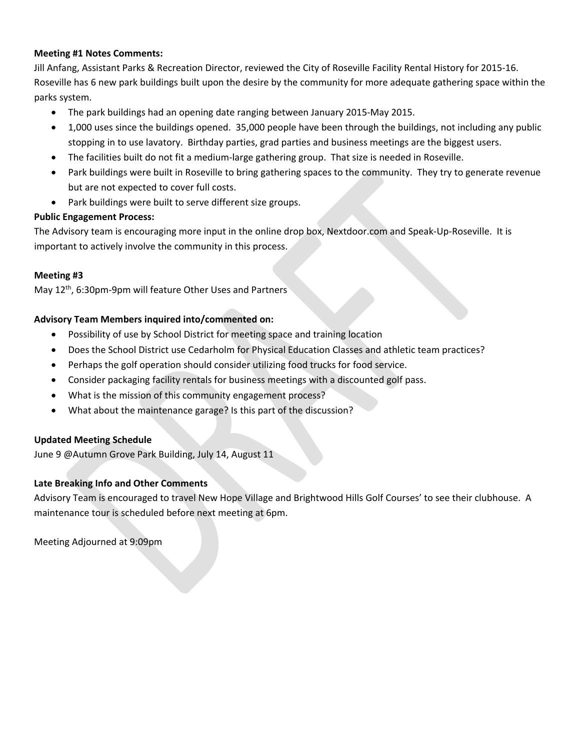**Meeting #1 Notes Comments:**

Jill Anfang, Assistant Parks & Recreation Director, reviewed the City of Roseville Facility Rental History for 2015-16. Roseville has 6 new park buildings built upon the desire by the community for more adequate gathering space within the parks system.

- The park buildings had an opening date ranging between January 2015-May 2015.
- 1,000 uses since the buildings opened. 35,000 people have been through the buildings, not including any public stopping in to use lavatory. Birthday parties, grad parties and business meetings are the biggest users.
- The facilities built do not fit a medium-large gathering group. That size is needed in Roseville.
- Park buildings were built in Roseville to bring gathering spaces to the community. They try to generate revenue but are not expected to cover full costs.
- Park buildings were built to serve different size groups.

**Public Engagement Process:**

The Advisory team is encouraging more input in the online drop box, Nextdoor.com and Speak-Up-Roseville. It is important to actively involve the community in this process.

**Meeting #3**

May 12th, 6:30pm-9pm will feature Other Uses and Partners

**Advisory Team Members inquired into/commented on:**

- Possibility of use by School District for meeting space and training location
- Does the School District use Cedarholm for Physical Education Classes and athletic team practices?
- Perhaps the golf operation should consider utilizing food trucks for food service.
- Consider packaging facility rentals for business meetings with a discounted golf pass.
- What is the mission of this community engagement process?
- What about the maintenance garage? Is this part of the discussion?

**Updated Meeting Schedule**

June 9 @Autumn Grove Park Building, July 14, August 11

**Late Breaking Info and Other Comments**

Advisory Team is encouraged to travel New Hope Village and Brightwood Hills Golf Courses' to see their clubhouse. A maintenance tour is scheduled before next meeting at 6pm.

Meeting Adjourned at 9:09pm